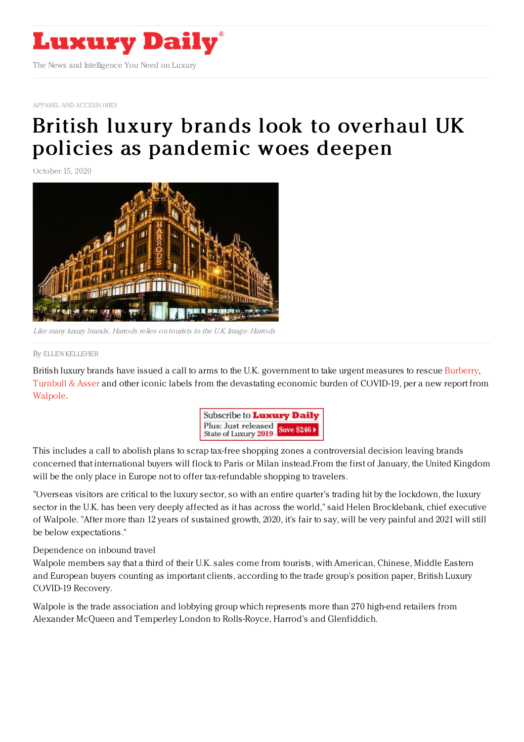# Luxury Daily

The News and Intelligence You Need on Luxury

APPAREL AND ACCESSORIES

# British luxury brands look to overhaul UK policies as pandemic woes deepen

October 15, 2020

*Like many luxury brands, Harrods relies on tourists to the U.K. Image: Harrods*

By ELLEN KELLEHER

British luxury brands have issued a call to arms to the U.K. government to take urgent measures to rescue Burberry, Turnbull & Asser and other iconic labels from the devastating economic burden of COVID-19, per a new report from Walpole.

This includes a call to abolish plans to scrap tax-free shopping zones a controversial decision leaving brands concerned that international buyers will flock to Paris or Milan instead.From the first of January, the United Kingdom will be the only place in Europe not to offer tax-refundable shopping to travelers.

"Overseas visitors are critical to the luxury sector, so with an entire quarter's trading hit by the lockdown, the luxury sector in the U.K. has been very deeply affected as it has across the world," said Helen Brocklebank, chief executive of Walpole. "After more than 12 years of sustained growth, 2020, it's fair to say, will be very painful and 2021 will still be below expectations."

Dependence on inbound travel

Walpole members say that a third of their U.K. sales come from tourists, with American, Chinese, Middle Eastern and European buyers counting as important clients, according to the trade group's position paper, British Luxury COVID-19 Recovery.

Walpole is the trade association and lobbying group which represents more than 270 high-end retailers from Alexander McQueen and Temperley London to Rolls-Royce, Harrod's and Glenfiddich.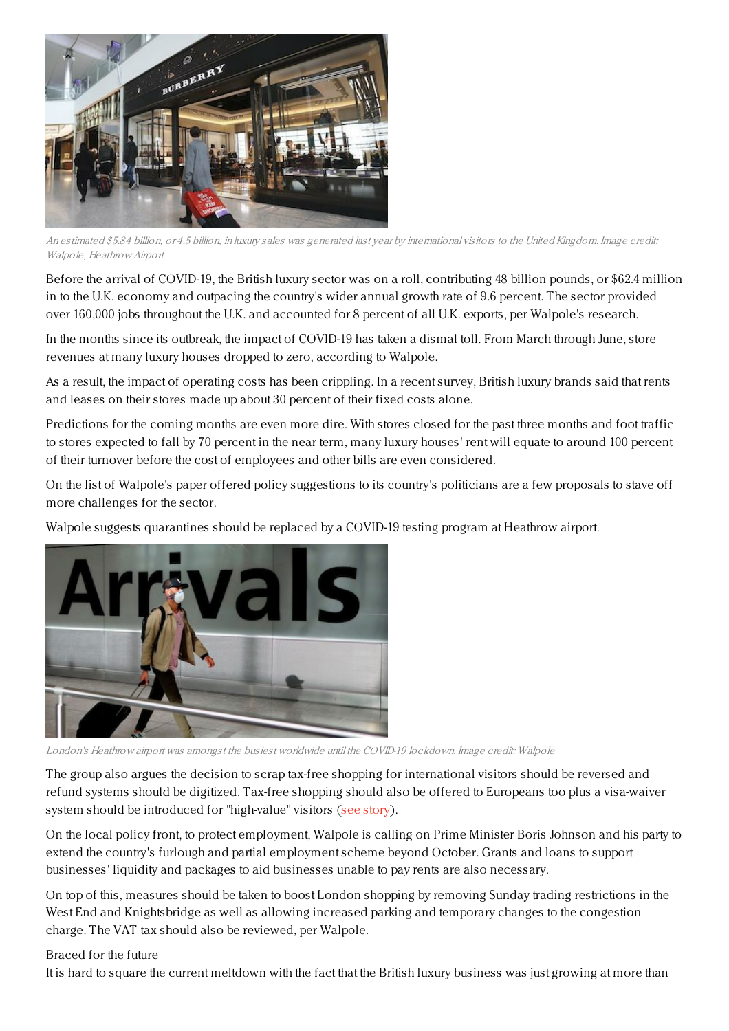An estimated $5.84 billion, or 4.5 billion, in luxury sales was generated last year by international visitors to the United Kingdom. Image credit: Walpole, Heathrow Airport

Before the arrival of COVID-19, the British luxury sector was on a roll, contributing 48 billion pounds, or $62.4 million in to the U.K. economy and outpacing the country's wider annual growth rate of 9.6 percent. The sector provided over 160,000 jobs throughout the U.K. and accounted for 8 percent of all U.K. exports, per Walpole's research.

In the months since its outbreak, the impact of COVID-19 has taken a dismal toll. From March through June, store revenues at many luxury houses dropped to zero, according to Walpole.

As a result, the impact of operating costs has been crippling. In a recent survey, British luxury brands said that rents and leases on their stores made up about 30 percent of their fixed costs alone.

Predictions for the coming months are even more dire. With stores closed for the past three months and foot traffic to stores expected to fall by 70 percent in the near term, many luxury houses' rent will equate to around 100 percent of their turnover before the cost of employees and other bills are even considered.

On the list of Walpole's paper offered policy suggestions to its country's politicians are a few proposals to stave off more challenges for the sector.

Walpole suggests quarantines should be replaced by a COVID-19 testing program at Heathrow airport.

London's Heathrow airport was amongst the busiest worldwide until the COVID-19 lockdown. Image credit: Walpole

The group also argues the decision to scrap tax-free shopping for international visitors should be reversed and refund systems should be digitized. Tax-free shopping should also be offered to Europeans too plus a visa-waiver system should be introduced for "high-value" visitors (see story).

On the local policy front, to protect employment, Walpole is calling on Prime Minister Boris Johnson and his party to extend the country's furlough and partial employment scheme beyond October. Grants and loans to support businesses' liquidity and packages to aid businesses unable to pay rents are also necessary.

On top of this, measures should be taken to boost London shopping by removing Sunday trading restrictions in the West End and Knightsbridge as well as allowing increased parking and temporary changes to the congestion charge. The VAT tax should also be reviewed, per Walpole.

Braced for the future

It is hard to square the current meltdown with the fact that the British luxury business was just growing at more than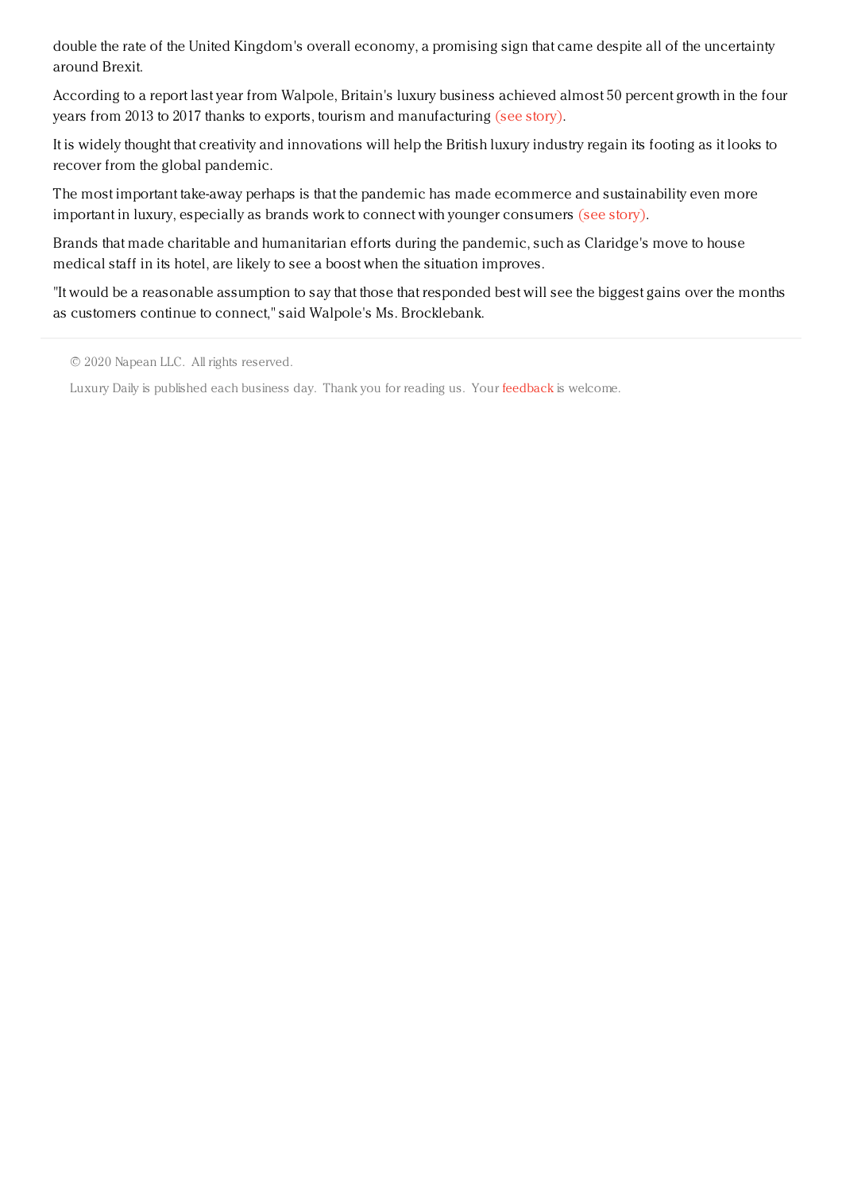double the rate of the United Kingdom's overall economy, a promising sign that came despite all of the uncertainty around Brexit.

According to a report last year from Walpole, Britain's luxury business achieved almost 50 percent growth in the four years from 2013 to 2017 thanks to exports, tourism and manufacturing (see story).

It is widely thought that creativity and innovations will help the British luxury industry regain its footing as it looks to recover from the global pandemic.

The most important take-away perhaps is that the pandemic has made ecommerce and sustainability even more important in luxury, especially as brands work to connect with younger consumers (see story).

Brands that made charitable and humanitarian efforts during the pandemic, such as Claridge's move to house medical staff in its hotel, are likely to see a boost when the situation improves.

"It would be a reasonable assumption to say that those that responded best will see the biggest gains over the months as customers continue to connect," said Walpole's Ms. Brocklebank.

---

© 2020 Napean LLC. All rights reserved.

Luxury Daily is published each business day. Thank you for reading us. Your feedback is welcome.